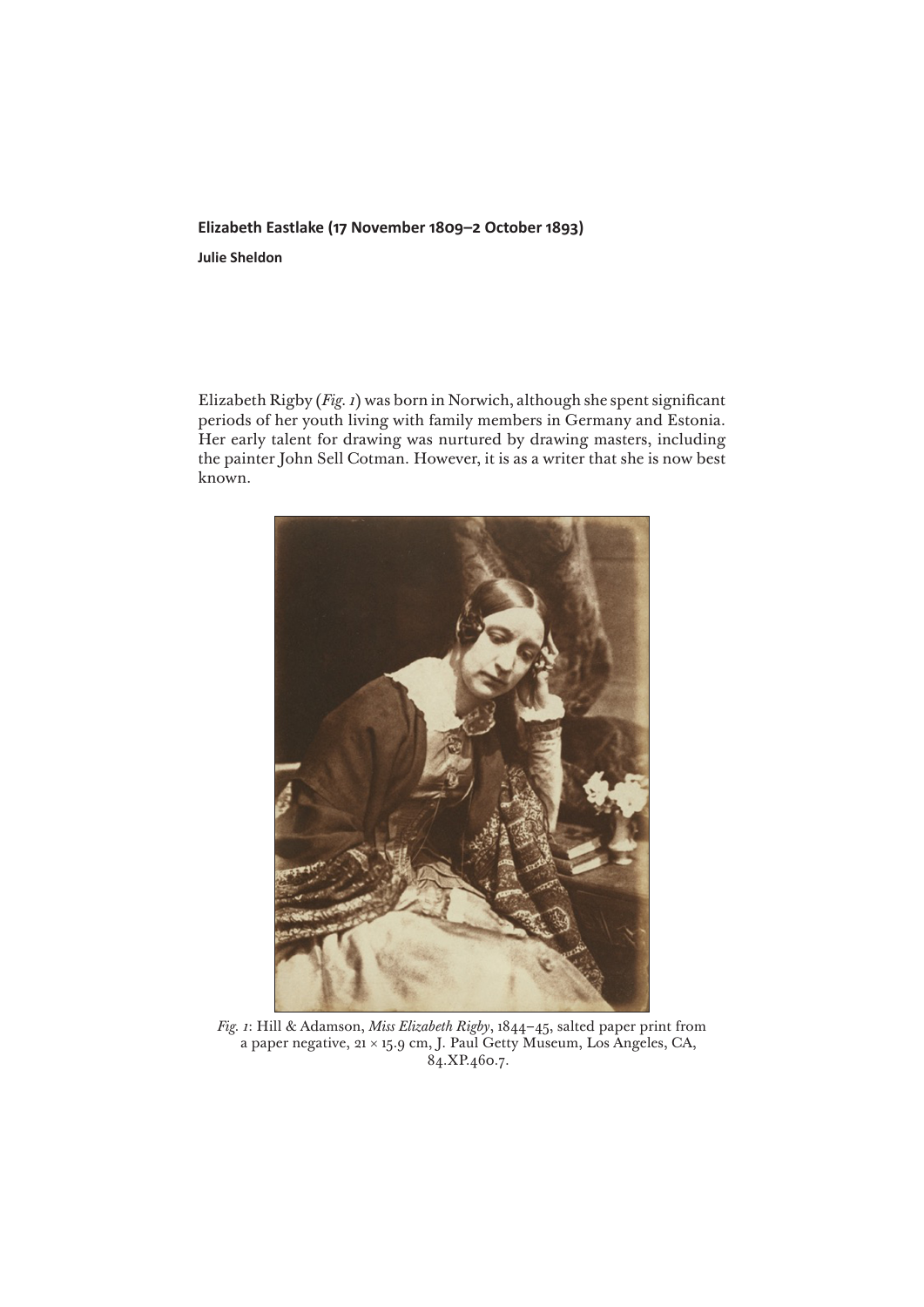# Elizabeth Eastlake (17 November 1809–2 October 1893)

**Julie Sheldon**

Elizabeth Rigby (*Fig. 1*) was born in Norwich, although she spent significant periods of her youth living with family members in Germany and Estonia. Her early talent for drawing was nurtured by drawing masters, including the painter John Sell Cotman. However, it is as a writer that she is now best known.

*Fig. 1*: Hill & Adamson, *Miss Elizabeth Rigby*, 1844–45, salted paper print from a paper negative, 21 × 15.9 cm, J. Paul Getty Museum, Los Angeles, CA, 84.XP.460.7.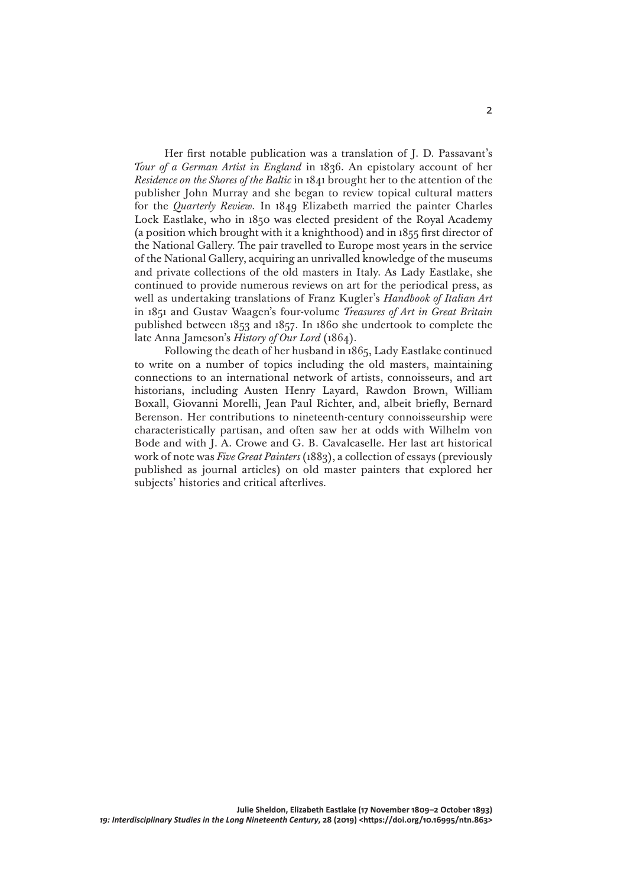Her first notable publication was a translation of J. D. Passavant's *Tour of a German Artist in England* in 1836. An epistolary account of her *Residence on the Shores of the Baltic* in 1841 brought her to the attention of the publisher John Murray and she began to review topical cultural matters for the *Quarterly Review*. In 1849 Elizabeth married the painter Charles Lock Eastlake, who in 1850 was elected president of the Royal Academy (a position which brought with it a knighthood) and in 1855 first director of the National Gallery. The pair travelled to Europe most years in the service of the National Gallery, acquiring an unrivalled knowledge of the museums and private collections of the old masters in Italy. As Lady Eastlake, she continued to provide numerous reviews on art for the periodical press, as well as undertaking translations of Franz Kugler's *Handbook of Italian Art* in 1851 and Gustav Waagen's four-volume *Treasures of Art in Great Britain* published between 1853 and 1857. In 1860 she undertook to complete the late Anna Jameson's *History of Our Lord* (1864).

Following the death of her husband in 1865, Lady Eastlake continued to write on a number of topics including the old masters, maintaining connections to an international network of artists, connoisseurs, and art historians, including Austen Henry Layard, Rawdon Brown, William Boxall, Giovanni Morelli, Jean Paul Richter, and, albeit briefly, Bernard Berenson. Her contributions to nineteenth-century connoisseurship were characteristically partisan, and often saw her at odds with Wilhelm von Bode and with J. A. Crowe and G. B. Cavalcaselle. Her last art historical work of note was *Five Great Painters* (1883), a collection of essays (previously published as journal articles) on old master painters that explored her subjects' histories and critical afterlives.